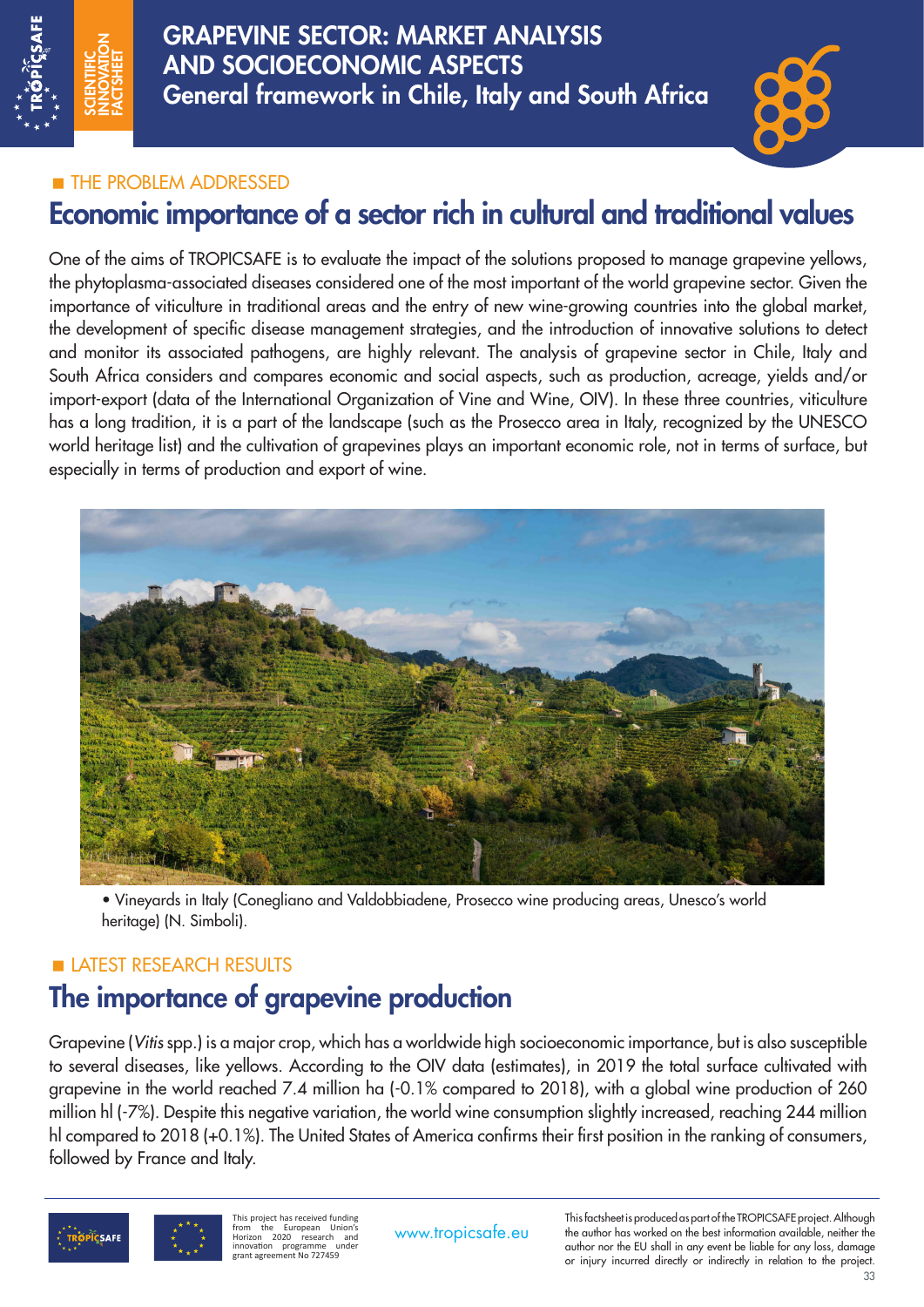# GRAPEVINE SECTOR: MARKET ANALYSIS AND SOCIOECONOMIC ASPECTS

## General framework in Chile, Italy and South Africa

SCIENTIFIC INNOVATION FACTSHEET

■ THE PROBLEM ADDRESSED

## Economic importance of a sector rich in cultural and traditional values

One of the aims of TROPICSAFE is to evaluate the impact of the solutions proposed to manage grapevine yellows, the phytoplasma-associated diseases considered one of the most important of the world grapevine sector. Given the importance of viticulture in traditional areas and the entry of new wine-growing countries into the global market, the development of specific disease management strategies, and the introduction of innovative solutions to detect and monitor its associated pathogens, are highly relevant. The analysis of grapevine sector in Chile, Italy and South Africa considers and compares economic and social aspects, such as production, acreage, yields and/or import-export (data of the International Organization of Vine and Wine, OIV). In these three countries, viticulture has a long tradition, it is a part of the landscape (such as the Prosecco area in Italy, recognized by the UNESCO world heritage list) and the cultivation of grapevines plays an important economic role, not in terms of surface, but especially in terms of production and export of wine.

• Vineyards in Italy (Conegliano and Valdobbiadene, Prosecco wine producing areas, Unesco's world heritage) (N. Simboli).

■ LATEST RESEARCH RESULTS

## The importance of grapevine production

Grapevine (*Vitis* spp.) is a major crop, which has a worldwide high socioeconomic importance, but is also susceptible to several diseases, like yellows. According to the OIV data (estimates), in 2019 the total surface cultivated with grapevine in the world reached 7.4 million ha (-0.1% compared to 2018), with a global wine production of 260 million hl (-7%). Despite this negative variation, the world wine consumption slightly increased, reaching 244 million hl compared to 2018 (+0.1%). The United States of America confirms their first position in the ranking of consumers, followed by France and Italy.

This project has received funding from the European Union's Horizon 2020 research and innovation programme under grant agreement No 727459

www.tropicsafe.eu

This factsheet is produced as part of the TROPICSAFE project. Although the author has worked on the best information available, neither the author nor the EU shall in any event be liable for any loss, damage or injury incurred directly or indirectly in relation to the project.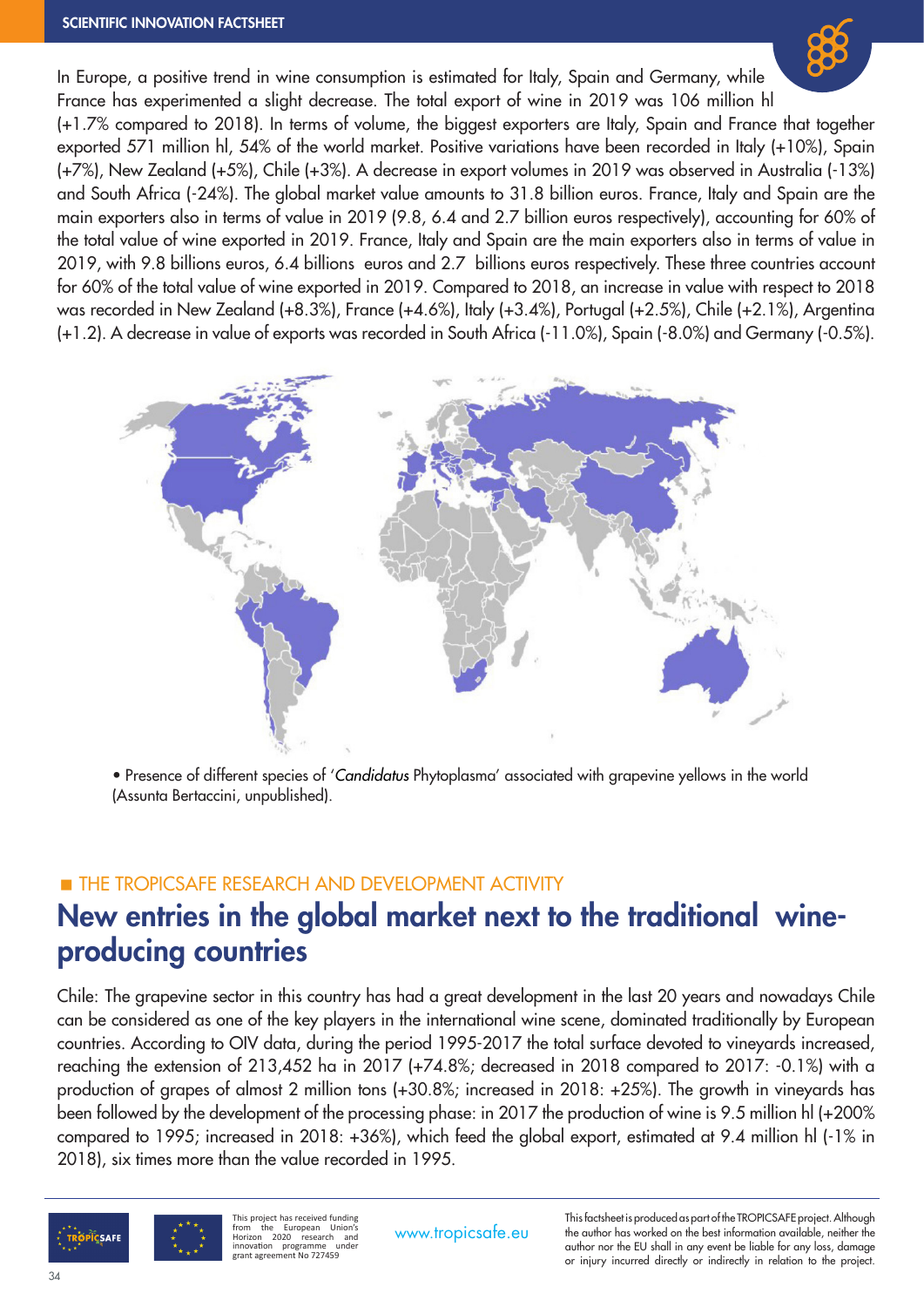In Europe, a positive trend in wine consumption is estimated for Italy, Spain and Germany, while France has experimented a slight decrease. The total export of wine in 2019 was 106 million hl (+1.7% compared to 2018). In terms of volume, the biggest exporters are Italy, Spain and France that together exported 571 million hl, 54% of the world market. Positive variations have been recorded in Italy (+10%), Spain (+7%), New Zealand (+5%), Chile (+3%). A decrease in export volumes in 2019 was observed in Australia (-13%) and South Africa (-24%). The global market value amounts to 31.8 billion euros. France, Italy and Spain are the main exporters also in terms of value in 2019 (9.8, 6.4 and 2.7 billion euros respectively), accounting for 60% of the total value of wine exported in 2019. France, Italy and Spain are the main exporters also in terms of value in 2019, with 9.8 billions euros, 6.4 billions euros and 2.7 billions euros respectively. These three countries account for 60% of the total value of wine exported in 2019. Compared to 2018, an increase in value with respect to 2018 was recorded in New Zealand (+8.3%), France (+4.6%), Italy (+3.4%), Portugal (+2.5%), Chile (+2.1%), Argentina (+1.2). A decrease in value of exports was recorded in South Africa (-11.0%), Spain (-8.0%) and Germany (-0.5%).

• Presence of different species of '*Candidatus* Phytoplasma' associated with grapevine yellows in the world (Assunta Bertaccini, unpublished).

■ THE TROPICSAFE RESEARCH AND DEVELOPMENT ACTIVITY

## New entries in the global market next to the traditional wine-producing countries

Chile: The grapevine sector in this country has had a great development in the last 20 years and nowadays Chile can be considered as one of the key players in the international wine scene, dominated traditionally by European countries. According to OIV data, during the period 1995-2017 the total surface devoted to vineyards increased, reaching the extension of 213,452 ha in 2017 (+74.8%; decreased in 2018 compared to 2017: -0.1%) with a production of grapes of almost 2 million tons (+30.8%; increased in 2018: +25%). The growth in vineyards has been followed by the development of the processing phase: in 2017 the production of wine is 9.5 million hl (+200% compared to 1995; increased in 2018: +36%), which feed the global export, estimated at 9.4 million hl (-1% in 2018), six times more than the value recorded in 1995.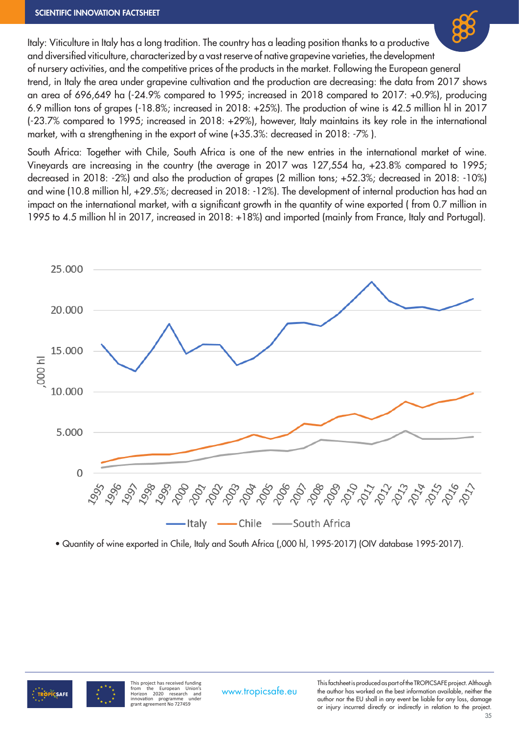Italy: Viticulture in Italy has a long tradition. The country has a leading position thanks to a productive and diversified viticulture, characterized by a vast reserve of native grapevine varieties, the development of nursery activities, and the competitive prices of the products in the market. Following the European general trend, in Italy the area under grapevine cultivation and the production are decreasing: the data from 2017 shows an area of 696,649 ha (-24.9% compared to 1995; increased in 2018 compared to 2017: +0.9%), producing 6.9 million tons of grapes (-18.8%; increased in 2018: +25%). The production of wine is 42.5 million hl in 2017 (-23.7% compared to 1995; increased in 2018: +29%), however, Italy maintains its key role in the international market, with a strengthening in the export of wine (+35.3%: decreased in 2018: -7% ).

South Africa: Together with Chile, South Africa is one of the new entries in the international market of wine. Vineyards are increasing in the country (the average in 2017 was 127,554 ha, +23.8% compared to 1995; decreased in 2018: -2%) and also the production of grapes (2 million tons; +52.3%; decreased in 2018: -10%) and wine (10.8 million hl, +29.5%; decreased in 2018: -12%). The development of internal production has had an impact on the international market, with a significant growth in the quantity of wine exported ( from 0.7 million in 1995 to 4.5 million hl in 2017, increased in 2018: +18%) and imported (mainly from France, Italy and Portugal).

• Quantity of wine exported in Chile, Italy and South Africa (,000 hl, 1995-2017) (OIV database 1995-2017).

This project has received funding from the European Union's Horizon 2020 research and innovation programme under grant agreement No 727459

www.tropicsafe.eu

This factsheet is produced as part of the TROPICSAFE project. Although the author has worked on the best information available, neither the author nor the EU shall in any event be liable for any loss, damage or injury incurred directly or indirectly in relation to the project.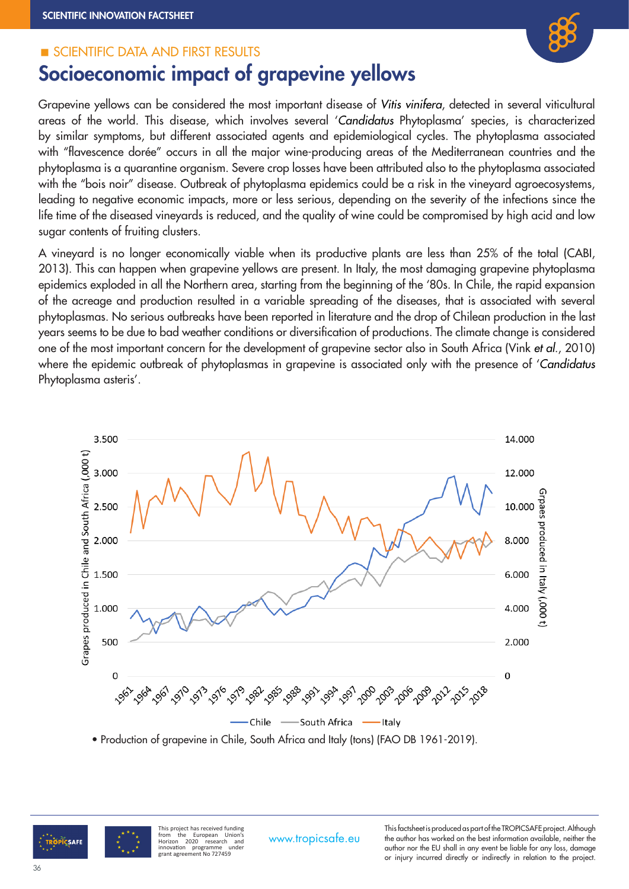## SCIENTIFIC DATA AND FIRST RESULTS

# Socioeconomic impact of grapevine yellows

Grapevine yellows can be considered the most important disease of *Vitis vinifera*, detected in several viticultural areas of the world. This disease, which involves several '*Candidatus* Phytoplasma' species, is characterized by similar symptoms, but different associated agents and epidemiological cycles. The phytoplasma associated with "flavescence dorée" occurs in all the major wine-producing areas of the Mediterranean countries and the phytoplasma is a quarantine organism. Severe crop losses have been attributed also to the phytoplasma associated with the "bois noir" disease. Outbreak of phytoplasma epidemics could be a risk in the vineyard agroecosystems, leading to negative economic impacts, more or less serious, depending on the severity of the infections since the life time of the diseased vineyards is reduced, and the quality of wine could be compromised by high acid and low sugar contents of fruiting clusters.

A vineyard is no longer economically viable when its productive plants are less than 25% of the total (CABI, 2013). This can happen when grapevine yellows are present. In Italy, the most damaging grapevine phytoplasma epidemics exploded in all the Northern area, starting from the beginning of the '80s. In Chile, the rapid expansion of the acreage and production resulted in a variable spreading of the diseases, that is associated with several phytoplasmas. No serious outbreaks have been reported in literature and the drop of Chilean production in the last years seems to be due to bad weather conditions or diversification of productions. The climate change is considered one of the most important concern for the development of grapevine sector also in South Africa (Vink *et al.*, 2010) where the epidemic outbreak of phytoplasmas in grapevine is associated only with the presence of '*Candidatus* Phytoplasma asteris'.

• Production of grapevine in Chile, South Africa and Italy (tons) (FAO DB 1961-2019).

This project has received funding from the European Union's Horizon 2020 research and innovation programme under grant agreement No 727459

www.tropicsafe.eu

This factsheet is produced as part of the TROPICSAFE project. Although the author has worked on the best information available, neither the author nor the EU shall in any event be liable for any loss, damage or injury incurred directly or indirectly in relation to the project.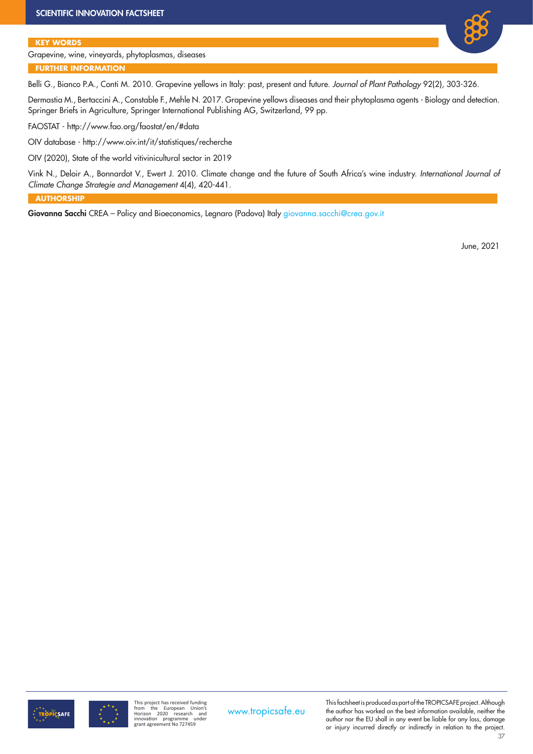## KEY WORDS

Grapevine, wine, vineyards, phytoplasmas, diseases

## FURTHER INFORMATION

Belli G., Bianco P.A., Conti M. 2010. Grapevine yellows in Italy: past, present and future. *Journal of Plant Pathology* 92(2), 303-326.

Dermastia M., Bertaccini A., Constable F., Mehle N. 2017. Grapevine yellows diseases and their phytoplasma agents - Biology and detection. Springer Briefs in Agriculture, Springer International Publishing AG, Switzerland, 99 pp.

FAOSTAT - http://www.fao.org/faostat/en/#data

OIV database - http://www.oiv.int/it/statistiques/recherche

OIV (2020), State of the world vitivinicultural sector in 2019

Vink N., Deloir A., Bonnardot V., Ewert J. 2010. Climate change and the future of South Africa's wine industry. *International Journal of Climate Change Strategie and Management* 4(4), 420-441.

## AUTHORSHIP

**Giovanna Sacchi** CREA – Policy and Bioeconomics, Legnaro (Padova) Italy giovanna.sacchi@crea.gov.it

June, 2021

This project has received funding from the European Union's Horizon 2020 research and innovation programme under grant agreement No 727459

www.tropicsafe.eu

This factsheet is produced as part of the TROPICSAFE project. Although the author has worked on the best information available, neither the author nor the EU shall in any event be liable for any loss, damage or injury incurred directly or indirectly in relation to the project.